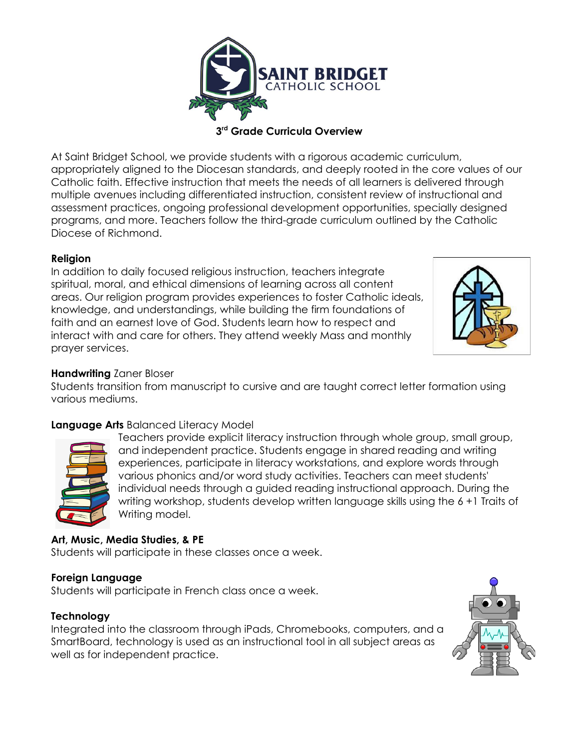# SAINT BRIDGET CATHOLIC SCHOOL

## 3rd Grade Curricula Overview

At Saint Bridget School, we provide students with a rigorous academic curriculum, appropriately aligned to the Diocesan standards, and deeply rooted in the core values of our Catholic faith. Effective instruction that meets the needs of all learners is delivered through multiple avenues including differentiated instruction, consistent review of instructional and assessment practices, ongoing professional development opportunities, specially designed programs, and more. Teachers follow the third-grade curriculum outlined by the Catholic Diocese of Richmond.

**Religion**
In addition to daily focused religious instruction, teachers integrate spiritual, moral, and ethical dimensions of learning across all content areas. Our religion program provides experiences to foster Catholic ideals, knowledge, and understandings, while building the firm foundations of faith and an earnest love of God. Students learn how to respect and interact with and care for others. They attend weekly Mass and monthly prayer services.

**Handwriting** Zaner Bloser
Students transition from manuscript to cursive and are taught correct letter formation using various mediums.

**Language Arts** Balanced Literacy Model
Teachers provide explicit literacy instruction through whole group, small group, and independent practice. Students engage in shared reading and writing experiences, participate in literacy workstations, and explore words through various phonics and/or word study activities. Teachers can meet students' individual needs through a guided reading instructional approach. During the writing workshop, students develop written language skills using the 6 +1 Traits of Writing model.

**Art, Music, Media Studies, & PE**
Students will participate in these classes once a week.

**Foreign Language**
Students will participate in French class once a week.

**Technology**
Integrated into the classroom through iPads, Chromebooks, computers, and a SmartBoard, technology is used as an instructional tool in all subject areas as well as for independent practice.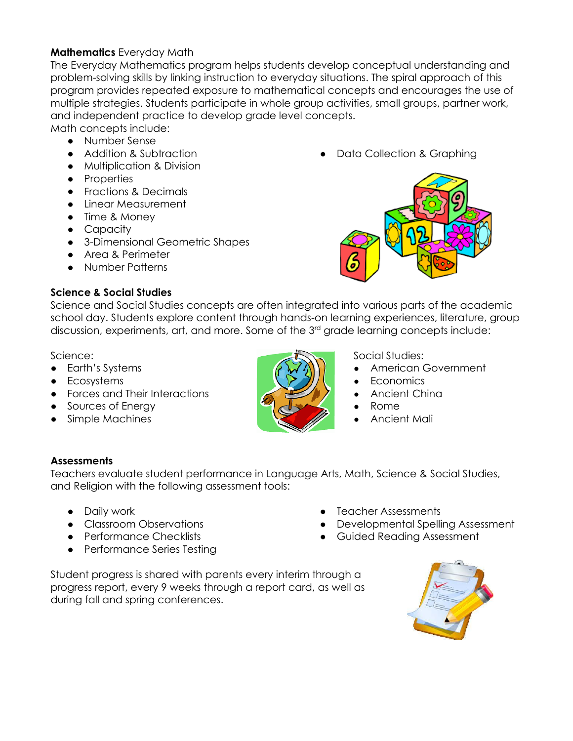**Mathematics** Everyday Math

The Everyday Mathematics program helps students develop conceptual understanding and problem-solving skills by linking instruction to everyday situations. The spiral approach of this program provides repeated exposure to mathematical concepts and encourages the use of multiple strategies. Students participate in whole group activities, small groups, partner work, and independent practice to develop grade level concepts.

Math concepts include:

- Number Sense
- Addition & Subtraction
- Multiplication & Division
- Properties
- Fractions & Decimals
- Linear Measurement
- Time & Money
- Capacity
- 3-Dimensional Geometric Shapes
- Area & Perimeter
- Number Patterns
- Data Collection & Graphing

**Science & Social Studies**

Science and Social Studies concepts are often integrated into various parts of the academic school day. Students explore content through hands-on learning experiences, literature, group discussion, experiments, art, and more. Some of the 3rd grade learning concepts include:

Science:

- Earth's Systems
- Ecosystems
- Forces and Their Interactions
- Sources of Energy
- Simple Machines

Social Studies:

- American Government
- Economics
- Ancient China
- Rome
- Ancient Mali

**Assessments**

Teachers evaluate student performance in Language Arts, Math, Science & Social Studies, and Religion with the following assessment tools:

- Daily work
- Classroom Observations
- Performance Checklists
- Performance Series Testing
- Teacher Assessments
- Developmental Spelling Assessment
- Guided Reading Assessment

Student progress is shared with parents every interim through a progress report, every 9 weeks through a report card, as well as during fall and spring conferences.